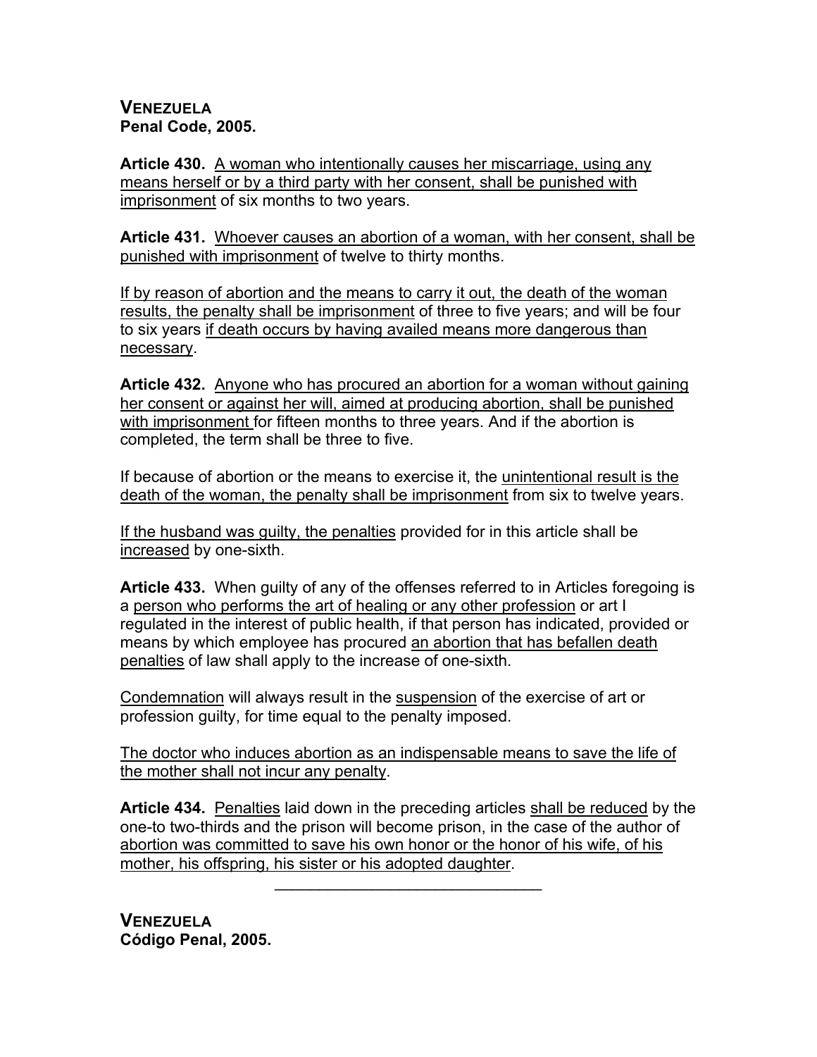**VENEZUELA**
**Penal Code, 2005.**

**Article 430.** <u>A woman who intentionally causes her miscarriage, using any means herself or by a third party with her consent, shall be punished with imprisonment</u> of six months to two years.

**Article 431.** <u>Whoever causes an abortion of a woman, with her consent, shall be punished with imprisonment</u> of twelve to thirty months.

<u>If by reason of abortion and the means to carry it out, the death of the woman results, the penalty shall be imprisonment</u> of three to five years; and will be four to six years <u>if death occurs by having availed means more dangerous than necessary</u>.

**Article 432.** <u>Anyone who has procured an abortion for a woman without gaining her consent or against her will, aimed at producing abortion, shall be punished with imprisonment</u> for fifteen months to three years. And if the abortion is completed, the term shall be three to five.

If because of abortion or the means to exercise it, the <u>unintentional result is the death of the woman, the penalty shall be imprisonment</u> from six to twelve years.

<u>If the husband was guilty, the penalties</u> provided for in this article shall be <u>increased</u> by one-sixth.

**Article 433.** When guilty of any of the offenses referred to in Articles foregoing is a <u>person who performs the art of healing or any other profession</u> or art I regulated in the interest of public health, if that person has indicated, provided or means by which employee has procured <u>an abortion that has befallen death penalties</u> of law shall apply to the increase of one-sixth.

<u>Condemnation</u> will always result in the <u>suspension</u> of the exercise of art or profession guilty, for time equal to the penalty imposed.

<u>The doctor who induces abortion as an indispensable means to save the life of the mother shall not incur any penalty</u>.

**Article 434.** <u>Penalties</u> laid down in the preceding articles <u>shall be reduced</u> by the one-to two-thirds and the prison will become prison, in the case of the author of <u>abortion was committed to save his own honor or the honor of his wife, of his mother, his offspring, his sister or his adopted daughter</u>.

---

**VENEZUELA**
**Código Penal, 2005.**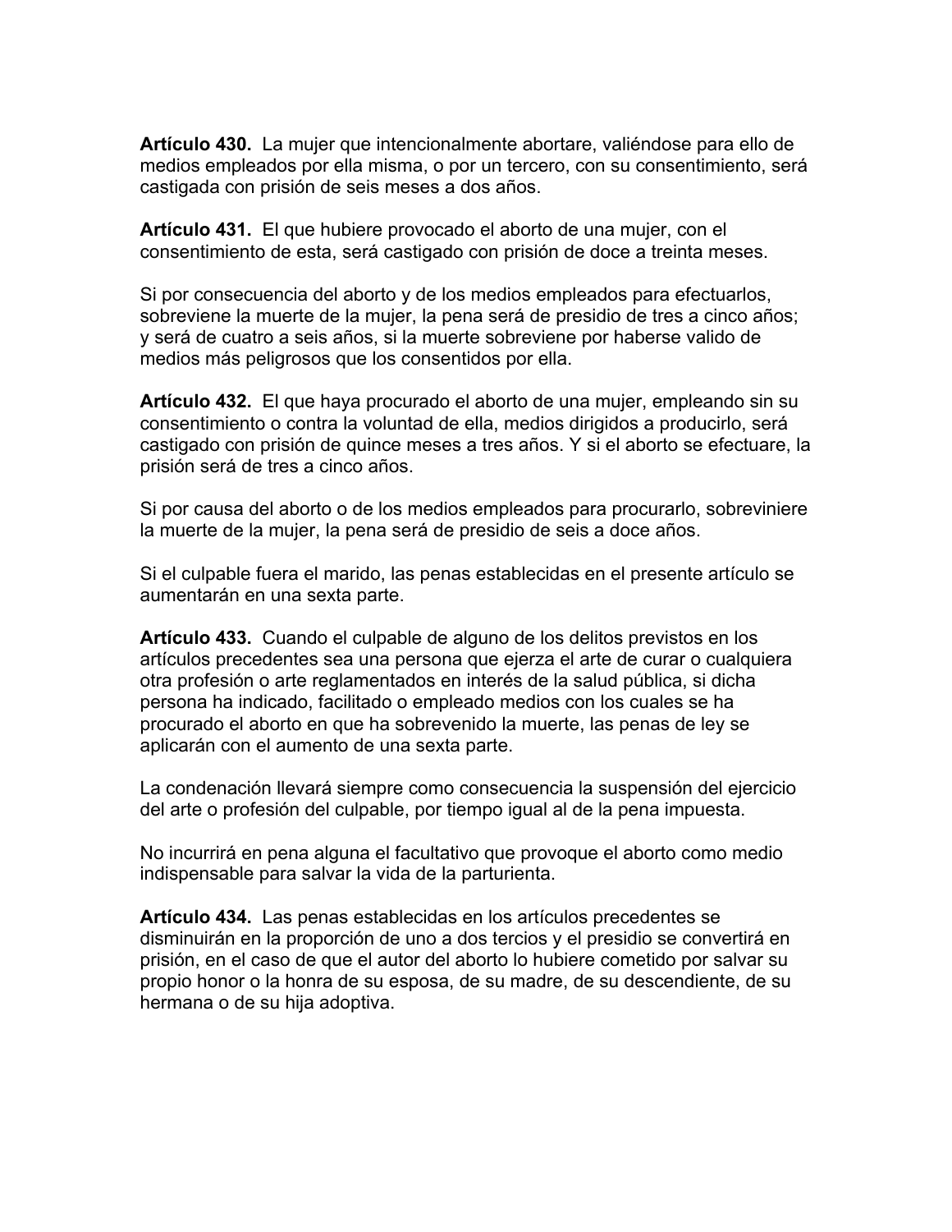**Artículo 430.** La mujer que intencionalmente abortare, valiéndose para ello de medios empleados por ella misma, o por un tercero, con su consentimiento, será castigada con prisión de seis meses a dos años.

**Artículo 431.** El que hubiere provocado el aborto de una mujer, con el consentimiento de esta, será castigado con prisión de doce a treinta meses.

Si por consecuencia del aborto y de los medios empleados para efectuarlos, sobreviene la muerte de la mujer, la pena será de presidio de tres a cinco años; y será de cuatro a seis años, si la muerte sobreviene por haberse valido de medios más peligrosos que los consentidos por ella.

**Artículo 432.** El que haya procurado el aborto de una mujer, empleando sin su consentimiento o contra la voluntad de ella, medios dirigidos a producirlo, será castigado con prisión de quince meses a tres años. Y si el aborto se efectuare, la prisión será de tres a cinco años.

Si por causa del aborto o de los medios empleados para procurarlo, sobreviniere la muerte de la mujer, la pena será de presidio de seis a doce años.

Si el culpable fuera el marido, las penas establecidas en el presente artículo se aumentarán en una sexta parte.

**Artículo 433.** Cuando el culpable de alguno de los delitos previstos en los artículos precedentes sea una persona que ejerza el arte de curar o cualquiera otra profesión o arte reglamentados en interés de la salud pública, si dicha persona ha indicado, facilitado o empleado medios con los cuales se ha procurado el aborto en que ha sobrevenido la muerte, las penas de ley se aplicarán con el aumento de una sexta parte.

La condenación llevará siempre como consecuencia la suspensión del ejercicio del arte o profesión del culpable, por tiempo igual al de la pena impuesta.

No incurrirá en pena alguna el facultativo que provoque el aborto como medio indispensable para salvar la vida de la parturienta.

**Artículo 434.** Las penas establecidas en los artículos precedentes se disminuirán en la proporción de uno a dos tercios y el presidio se convertirá en prisión, en el caso de que el autor del aborto lo hubiere cometido por salvar su propio honor o la honra de su esposa, de su madre, de su descendiente, de su hermana o de su hija adoptiva.